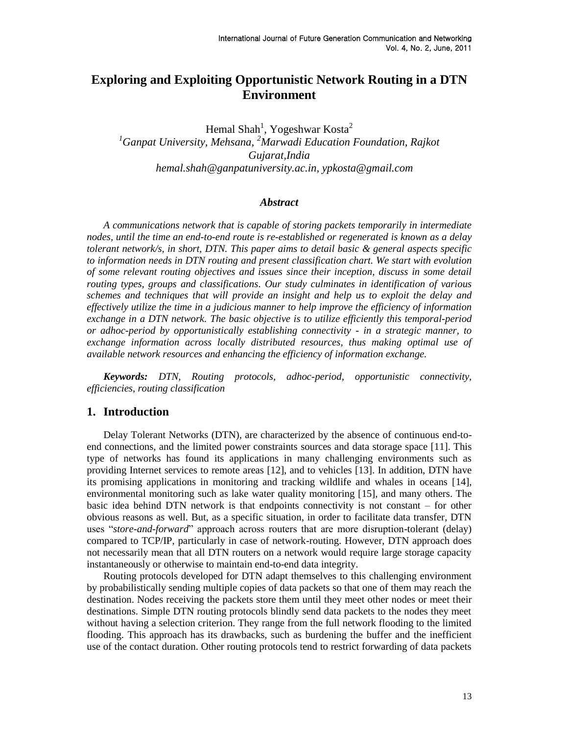# Exploring and Exploiting Opportunistic Network Routing in a DTN Environment

Hemal Shah[1], Yogeshwar Kosta[2]

[1]*Ganpat University, Mehsana,* [2]*Marwadi Education Foundation, Rajkot Gujarat,India*

*hemal.shah@ganpatuniversity.ac.in, ypkosta@gmail.com*

### *Abstract*

*A communications network that is capable of storing packets temporarily in intermediate nodes, until the time an end-to-end route is re-established or regenerated is known as a delay tolerant network/s, in short, DTN. This paper aims to detail basic & general aspects specific to information needs in DTN routing and present classification chart. We start with evolution of some relevant routing objectives and issues since their inception, discuss in some detail routing types, groups and classifications. Our study culminates in identification of various schemes and techniques that will provide an insight and help us to exploit the delay and effectively utilize the time in a judicious manner to help improve the efficiency of information exchange in a DTN network. The basic objective is to utilize efficiently this temporal-period or adhoc-period by opportunistically establishing connectivity - in a strategic manner, to exchange information across locally distributed resources, thus making optimal use of available network resources and enhancing the efficiency of information exchange.*

***Keywords:*** *DTN, Routing protocols, adhoc-period, opportunistic connectivity, efficiencies, routing classification*

## 1. Introduction

Delay Tolerant Networks (DTN), are characterized by the absence of continuous end-to-end connections, and the limited power constraints sources and data storage space [11]. This type of networks has found its applications in many challenging environments such as providing Internet services to remote areas [12], and to vehicles [13]. In addition, DTN have its promising applications in monitoring and tracking wildlife and whales in oceans [14], environmental monitoring such as lake water quality monitoring [15], and many others. The basic idea behind DTN network is that endpoints connectivity is not constant – for other obvious reasons as well. But, as a specific situation, in order to facilitate data transfer, DTN uses "*store-and-forward*" approach across routers that are more disruption-tolerant (delay) compared to TCP/IP, particularly in case of network-routing. However, DTN approach does not necessarily mean that all DTN routers on a network would require large storage capacity instantaneously or otherwise to maintain end-to-end data integrity.

Routing protocols developed for DTN adapt themselves to this challenging environment by probabilistically sending multiple copies of data packets so that one of them may reach the destination. Nodes receiving the packets store them until they meet other nodes or meet their destinations. Simple DTN routing protocols blindly send data packets to the nodes they meet without having a selection criterion. They range from the full network flooding to the limited flooding. This approach has its drawbacks, such as burdening the buffer and the inefficient use of the contact duration. Other routing protocols tend to restrict forwarding of data packets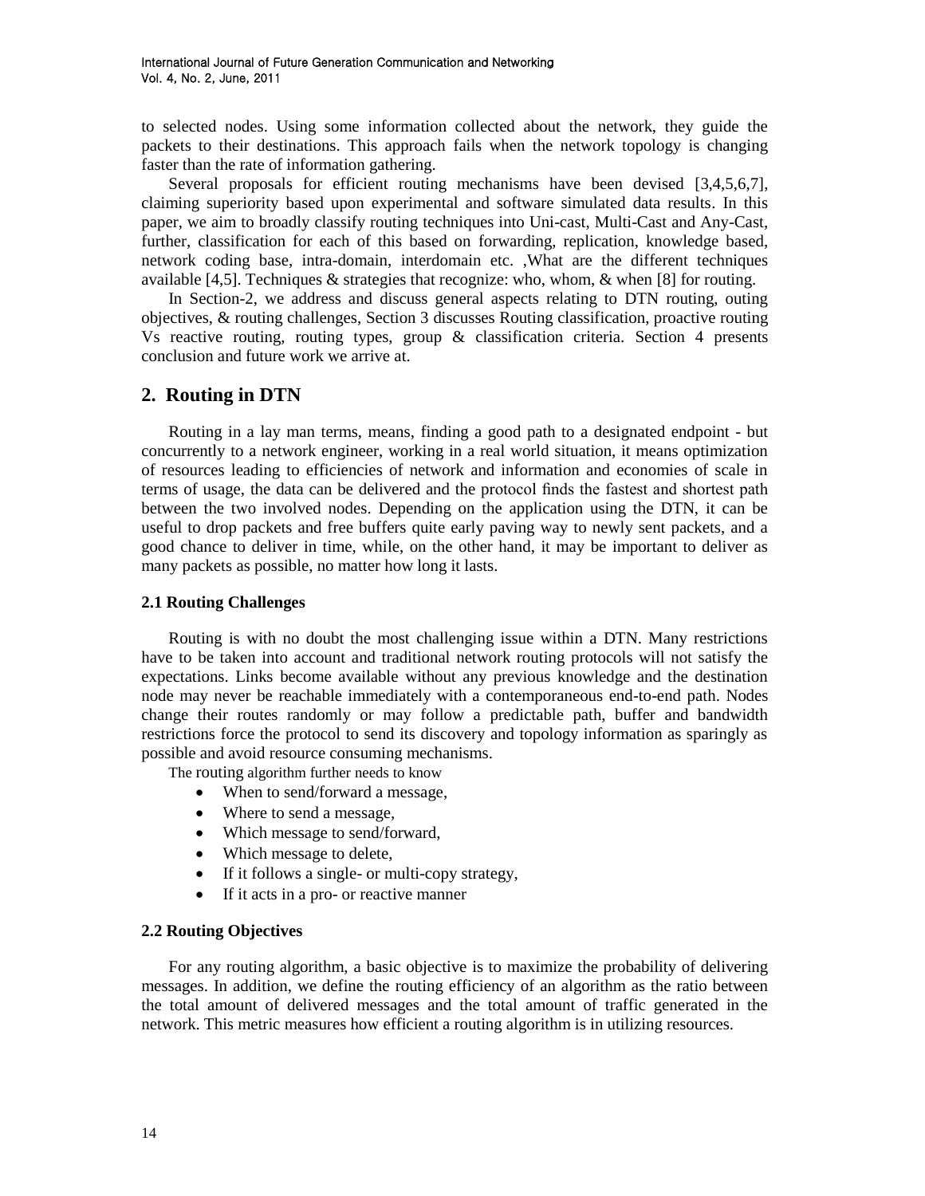to selected nodes. Using some information collected about the network, they guide the packets to their destinations. This approach fails when the network topology is changing faster than the rate of information gathering.

Several proposals for efficient routing mechanisms have been devised [3,4,5,6,7], claiming superiority based upon experimental and software simulated data results. In this paper, we aim to broadly classify routing techniques into Uni-cast, Multi-Cast and Any-Cast, further, classification for each of this based on forwarding, replication, knowledge based, network coding base, intra-domain, interdomain etc. ,What are the different techniques available [4,5]. Techniques & strategies that recognize: who, whom, & when [8] for routing.

In Section-2, we address and discuss general aspects relating to DTN routing, outing objectives, & routing challenges, Section 3 discusses Routing classification, proactive routing Vs reactive routing, routing types, group & classification criteria. Section 4 presents conclusion and future work we arrive at.

## 2. Routing in DTN

Routing in a lay man terms, means, finding a good path to a designated endpoint - but concurrently to a network engineer, working in a real world situation, it means optimization of resources leading to efficiencies of network and information and economies of scale in terms of usage, the data can be delivered and the protocol finds the fastest and shortest path between the two involved nodes. Depending on the application using the DTN, it can be useful to drop packets and free buffers quite early paving way to newly sent packets, and a good chance to deliver in time, while, on the other hand, it may be important to deliver as many packets as possible, no matter how long it lasts.

### 2.1 Routing Challenges

Routing is with no doubt the most challenging issue within a DTN. Many restrictions have to be taken into account and traditional network routing protocols will not satisfy the expectations. Links become available without any previous knowledge and the destination node may never be reachable immediately with a contemporaneous end-to-end path. Nodes change their routes randomly or may follow a predictable path, buffer and bandwidth restrictions force the protocol to send its discovery and topology information as sparingly as possible and avoid resource consuming mechanisms.

The routing algorithm further needs to know

- When to send/forward a message,
- Where to send a message,
- Which message to send/forward,
- Which message to delete,
- If it follows a single- or multi-copy strategy,
- If it acts in a pro- or reactive manner

### 2.2 Routing Objectives

For any routing algorithm, a basic objective is to maximize the probability of delivering messages. In addition, we define the routing efficiency of an algorithm as the ratio between the total amount of delivered messages and the total amount of traffic generated in the network. This metric measures how efficient a routing algorithm is in utilizing resources.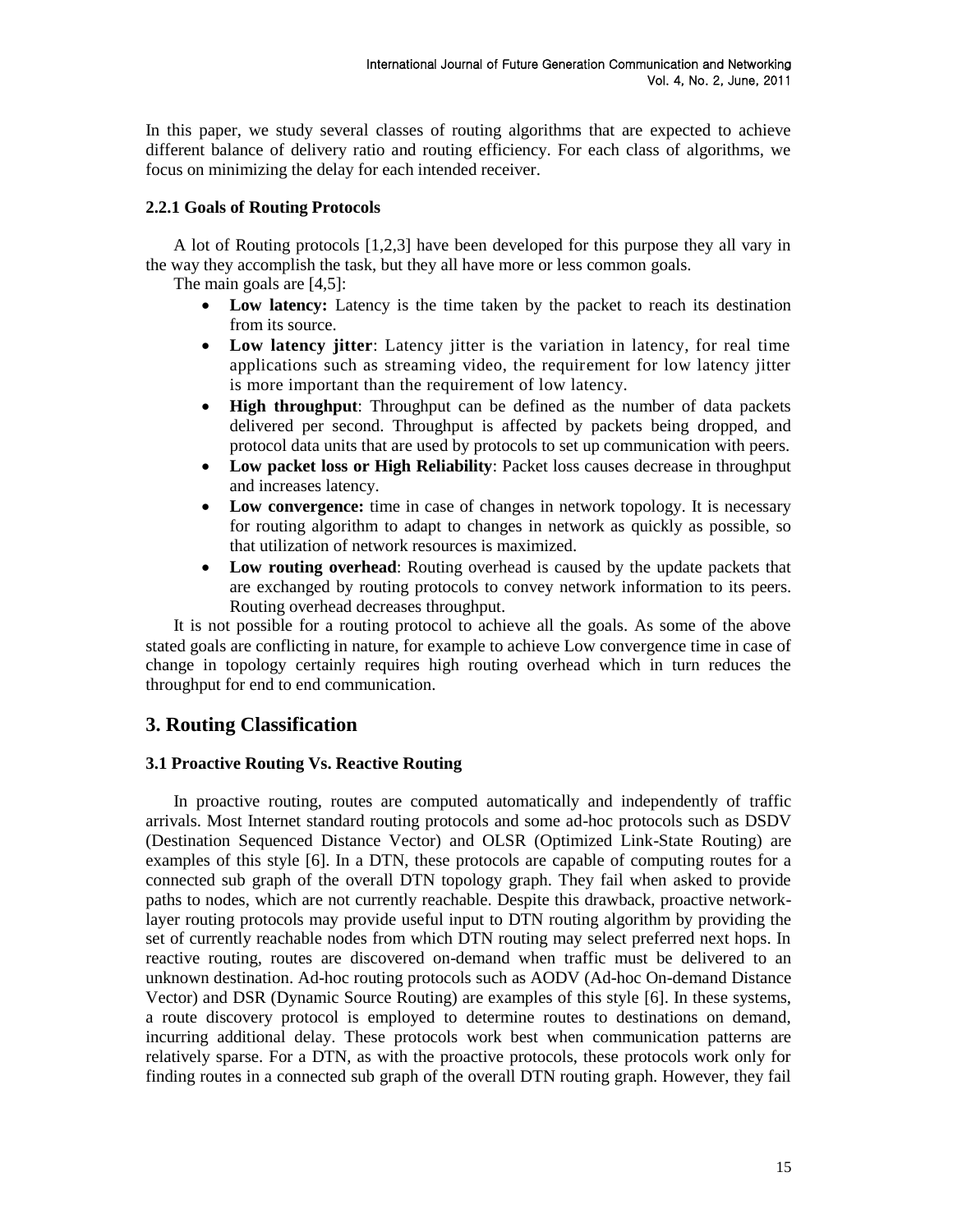In this paper, we study several classes of routing algorithms that are expected to achieve different balance of delivery ratio and routing efficiency. For each class of algorithms, we focus on minimizing the delay for each intended receiver.

### 2.2.1 Goals of Routing Protocols

A lot of Routing protocols [1,2,3] have been developed for this purpose they all vary in the way they accomplish the task, but they all have more or less common goals.

The main goals are [4,5]:

- **Low latency:** Latency is the time taken by the packet to reach its destination from its source.
- **Low latency jitter**: Latency jitter is the variation in latency, for real time applications such as streaming video, the requirement for low latency jitter is more important than the requirement of low latency.
- **High throughput**: Throughput can be defined as the number of data packets delivered per second. Throughput is affected by packets being dropped, and protocol data units that are used by protocols to set up communication with peers.
- **Low packet loss or High Reliability**: Packet loss causes decrease in throughput and increases latency.
- **Low convergence:** time in case of changes in network topology. It is necessary for routing algorithm to adapt to changes in network as quickly as possible, so that utilization of network resources is maximized.
- **Low routing overhead**: Routing overhead is caused by the update packets that are exchanged by routing protocols to convey network information to its peers. Routing overhead decreases throughput.

It is not possible for a routing protocol to achieve all the goals. As some of the above stated goals are conflicting in nature, for example to achieve Low convergence time in case of change in topology certainly requires high routing overhead which in turn reduces the throughput for end to end communication.

## 3. Routing Classification

### 3.1 Proactive Routing Vs. Reactive Routing

In proactive routing, routes are computed automatically and independently of traffic arrivals. Most Internet standard routing protocols and some ad-hoc protocols such as DSDV (Destination Sequenced Distance Vector) and OLSR (Optimized Link-State Routing) are examples of this style [6]. In a DTN, these protocols are capable of computing routes for a connected sub graph of the overall DTN topology graph. They fail when asked to provide paths to nodes, which are not currently reachable. Despite this drawback, proactive network-layer routing protocols may provide useful input to DTN routing algorithm by providing the set of currently reachable nodes from which DTN routing may select preferred next hops. In reactive routing, routes are discovered on-demand when traffic must be delivered to an unknown destination. Ad-hoc routing protocols such as AODV (Ad-hoc On-demand Distance Vector) and DSR (Dynamic Source Routing) are examples of this style [6]. In these systems, a route discovery protocol is employed to determine routes to destinations on demand, incurring additional delay. These protocols work best when communication patterns are relatively sparse. For a DTN, as with the proactive protocols, these protocols work only for finding routes in a connected sub graph of the overall DTN routing graph. However, they fail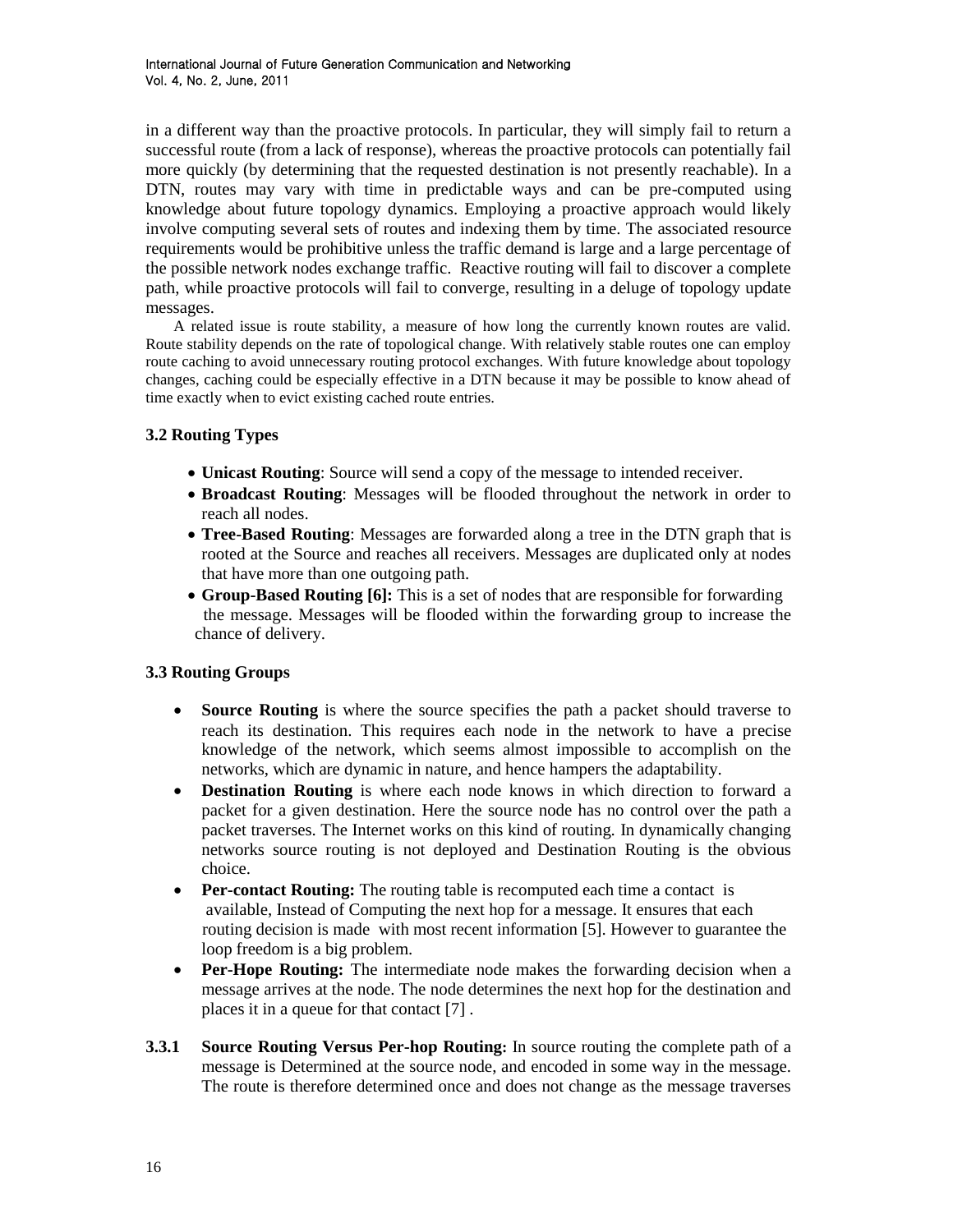in a different way than the proactive protocols. In particular, they will simply fail to return a successful route (from a lack of response), whereas the proactive protocols can potentially fail more quickly (by determining that the requested destination is not presently reachable). In a DTN, routes may vary with time in predictable ways and can be pre-computed using knowledge about future topology dynamics. Employing a proactive approach would likely involve computing several sets of routes and indexing them by time. The associated resource requirements would be prohibitive unless the traffic demand is large and a large percentage of the possible network nodes exchange traffic. Reactive routing will fail to discover a complete path, while proactive protocols will fail to converge, resulting in a deluge of topology update messages.

A related issue is route stability, a measure of how long the currently known routes are valid. Route stability depends on the rate of topological change. With relatively stable routes one can employ route caching to avoid unnecessary routing protocol exchanges. With future knowledge about topology changes, caching could be especially effective in a DTN because it may be possible to know ahead of time exactly when to evict existing cached route entries.

### 3.2 Routing Types

- **Unicast Routing**: Source will send a copy of the message to intended receiver.
- **Broadcast Routing**: Messages will be flooded throughout the network in order to reach all nodes.
- **Tree-Based Routing**: Messages are forwarded along a tree in the DTN graph that is rooted at the Source and reaches all receivers. Messages are duplicated only at nodes that have more than one outgoing path.
- **Group-Based Routing [6]:** This is a set of nodes that are responsible for forwarding the message. Messages will be flooded within the forwarding group to increase the chance of delivery.

### 3.3 Routing Groups

- **Source Routing** is where the source specifies the path a packet should traverse to reach its destination. This requires each node in the network to have a precise knowledge of the network, which seems almost impossible to accomplish on the networks, which are dynamic in nature, and hence hampers the adaptability.
- **Destination Routing** is where each node knows in which direction to forward a packet for a given destination. Here the source node has no control over the path a packet traverses. The Internet works on this kind of routing. In dynamically changing networks source routing is not deployed and Destination Routing is the obvious choice.
- **Per-contact Routing:** The routing table is recomputed each time a contact is available, Instead of Computing the next hop for a message. It ensures that each routing decision is made with most recent information [5]. However to guarantee the loop freedom is a big problem.
- **Per-Hope Routing:** The intermediate node makes the forwarding decision when a message arrives at the node. The node determines the next hop for the destination and places it in a queue for that contact [7] .

**3.3.1 Source Routing Versus Per-hop Routing:** In source routing the complete path of a message is Determined at the source node, and encoded in some way in the message. The route is therefore determined once and does not change as the message traverses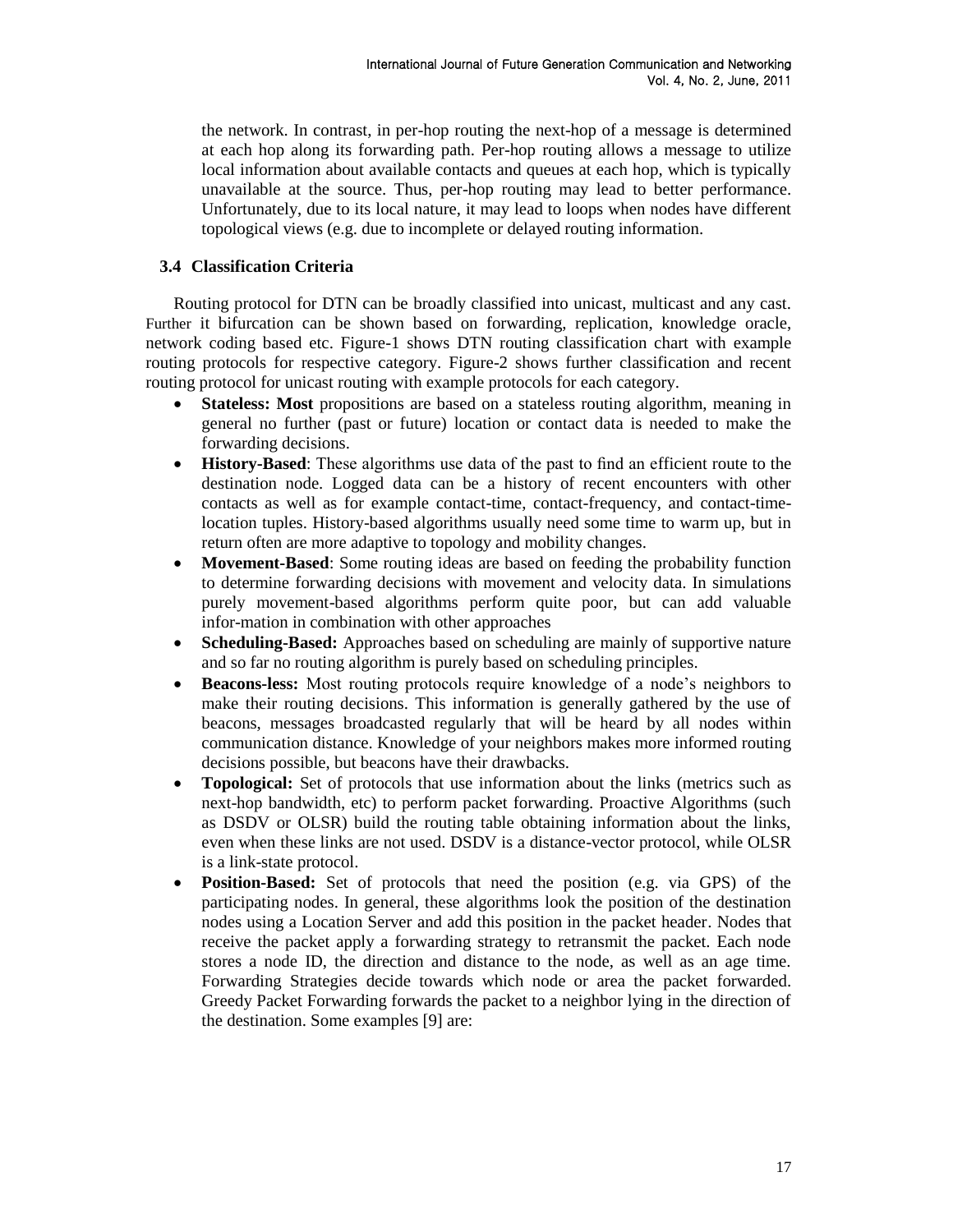the network. In contrast, in per-hop routing the next-hop of a message is determined at each hop along its forwarding path. Per-hop routing allows a message to utilize local information about available contacts and queues at each hop, which is typically unavailable at the source. Thus, per-hop routing may lead to better performance. Unfortunately, due to its local nature, it may lead to loops when nodes have different topological views (e.g. due to incomplete or delayed routing information.

### 3.4 Classification Criteria

Routing protocol for DTN can be broadly classified into unicast, multicast and any cast. Further it bifurcation can be shown based on forwarding, replication, knowledge oracle, network coding based etc. Figure-1 shows DTN routing classification chart with example routing protocols for respective category. Figure-2 shows further classification and recent routing protocol for unicast routing with example protocols for each category.

- **Stateless: Most** propositions are based on a stateless routing algorithm, meaning in general no further (past or future) location or contact data is needed to make the forwarding decisions.
- **History-Based**: These algorithms use data of the past to find an efficient route to the destination node. Logged data can be a history of recent encounters with other contacts as well as for example contact-time, contact-frequency, and contact-time-location tuples. History-based algorithms usually need some time to warm up, but in return often are more adaptive to topology and mobility changes.
- **Movement-Based**: Some routing ideas are based on feeding the probability function to determine forwarding decisions with movement and velocity data. In simulations purely movement-based algorithms perform quite poor, but can add valuable infor-mation in combination with other approaches
- **Scheduling-Based:** Approaches based on scheduling are mainly of supportive nature and so far no routing algorithm is purely based on scheduling principles.
- **Beacons-less:** Most routing protocols require knowledge of a node's neighbors to make their routing decisions. This information is generally gathered by the use of beacons, messages broadcasted regularly that will be heard by all nodes within communication distance. Knowledge of your neighbors makes more informed routing decisions possible, but beacons have their drawbacks.
- **Topological:** Set of protocols that use information about the links (metrics such as next-hop bandwidth, etc) to perform packet forwarding. Proactive Algorithms (such as DSDV or OLSR) build the routing table obtaining information about the links, even when these links are not used. DSDV is a distance-vector protocol, while OLSR is a link-state protocol.
- **Position-Based:** Set of protocols that need the position (e.g. via GPS) of the participating nodes. In general, these algorithms look the position of the destination nodes using a Location Server and add this position in the packet header. Nodes that receive the packet apply a forwarding strategy to retransmit the packet. Each node stores a node ID, the direction and distance to the node, as well as an age time. Forwarding Strategies decide towards which node or area the packet forwarded. Greedy Packet Forwarding forwards the packet to a neighbor lying in the direction of the destination. Some examples [9] are: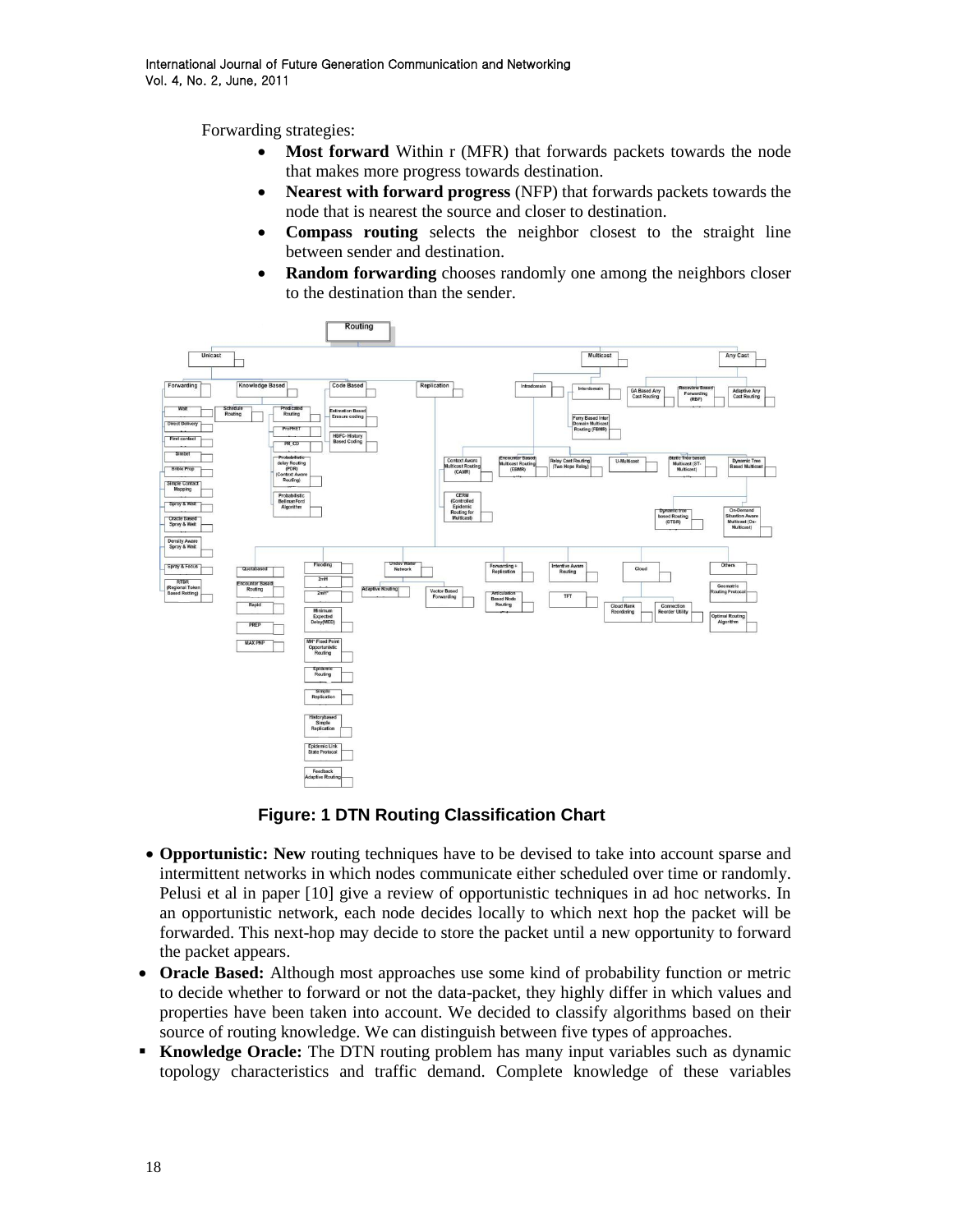Forwarding strategies:

- **Most forward** Within r (MFR) that forwards packets towards the node that makes more progress towards destination.
- **Nearest with forward progress** (NFP) that forwards packets towards the node that is nearest the source and closer to destination.
- **Compass routing** selects the neighbor closest to the straight line between sender and destination.
- **Random forwarding** chooses randomly one among the neighbors closer to the destination than the sender.

**Figure: 1 DTN Routing Classification Chart**

- **Opportunistic: New** routing techniques have to be devised to take into account sparse and intermittent networks in which nodes communicate either scheduled over time or randomly. Pelusi et al in paper [10] give a review of opportunistic techniques in ad hoc networks. In an opportunistic network, each node decides locally to which next hop the packet will be forwarded. This next-hop may decide to store the packet until a new opportunity to forward the packet appears.
- **Oracle Based:** Although most approaches use some kind of probability function or metric to decide whether to forward or not the data-packet, they highly differ in which values and properties have been taken into account. We decided to classify algorithms based on their source of routing knowledge. We can distinguish between five types of approaches.
- **Knowledge Oracle:** The DTN routing problem has many input variables such as dynamic topology characteristics and traffic demand. Complete knowledge of these variables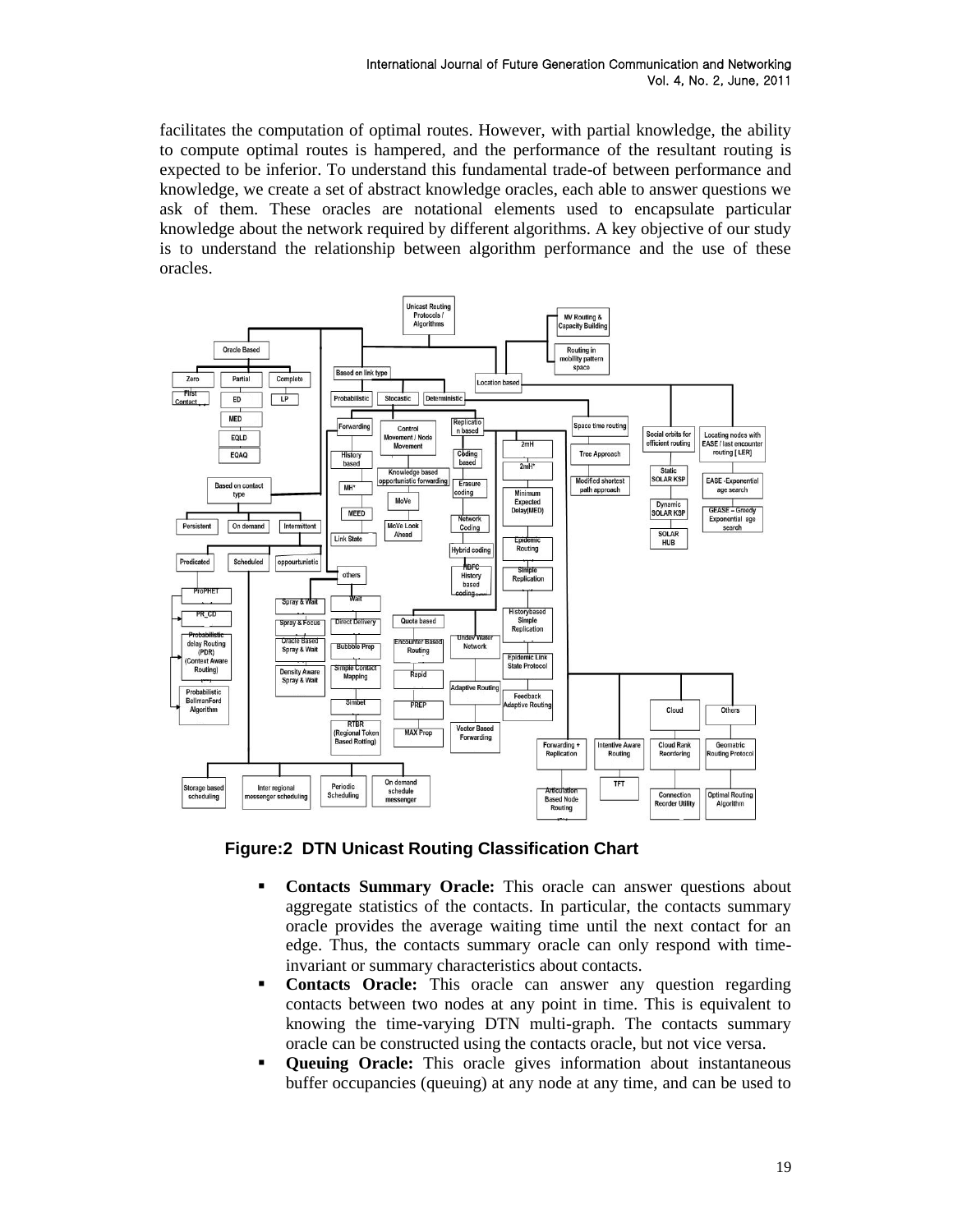facilitates the computation of optimal routes. However, with partial knowledge, the ability to compute optimal routes is hampered, and the performance of the resultant routing is expected to be inferior. To understand this fundamental trade-of between performance and knowledge, we create a set of abstract knowledge oracles, each able to answer questions we ask of them. These oracles are notational elements used to encapsulate particular knowledge about the network required by different algorithms. A key objective of our study is to understand the relationship between algorithm performance and the use of these oracles.

**Figure:2 DTN Unicast Routing Classification Chart**

- **Contacts Summary Oracle:** This oracle can answer questions about aggregate statistics of the contacts. In particular, the contacts summary oracle provides the average waiting time until the next contact for an edge. Thus, the contacts summary oracle can only respond with time-invariant or summary characteristics about contacts.
- **Contacts Oracle:** This oracle can answer any question regarding contacts between two nodes at any point in time. This is equivalent to knowing the time-varying DTN multi-graph. The contacts summary oracle can be constructed using the contacts oracle, but not vice versa.
- **Queuing Oracle:** This oracle gives information about instantaneous buffer occupancies (queuing) at any node at any time, and can be used to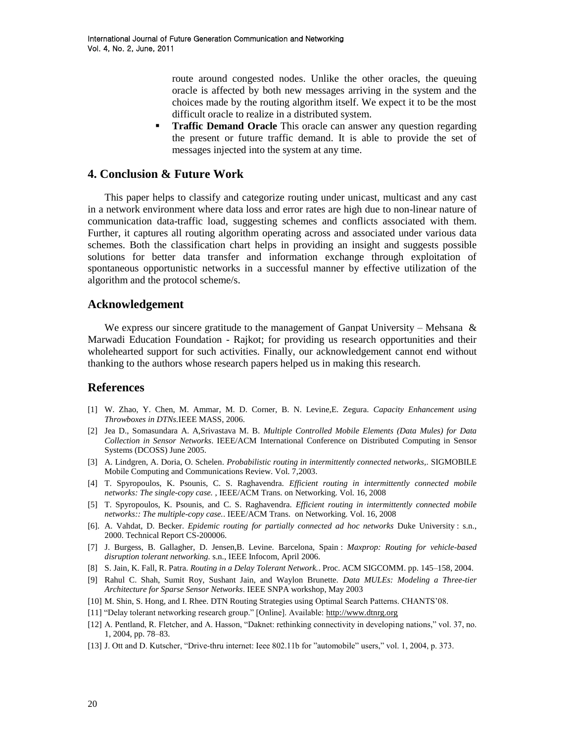route around congested nodes. Unlike the other oracles, the queuing oracle is affected by both new messages arriving in the system and the choices made by the routing algorithm itself. We expect it to be the most difficult oracle to realize in a distributed system.

- **Traffic Demand Oracle** This oracle can answer any question regarding the present or future traffic demand. It is able to provide the set of messages injected into the system at any time.

## 4. Conclusion & Future Work

This paper helps to classify and categorize routing under unicast, multicast and any cast in a network environment where data loss and error rates are high due to non-linear nature of communication data-traffic load, suggesting schemes and conflicts associated with them. Further, it captures all routing algorithm operating across and associated under various data schemes. Both the classification chart helps in providing an insight and suggests possible solutions for better data transfer and information exchange through exploitation of spontaneous opportunistic networks in a successful manner by effective utilization of the algorithm and the protocol scheme/s.

## Acknowledgement

We express our sincere gratitude to the management of Ganpat University – Mehsana & Marwadi Education Foundation - Rajkot; for providing us research opportunities and their wholehearted support for such activities. Finally, our acknowledgement cannot end without thanking to the authors whose research papers helped us in making this research.

## References

[1] W. Zhao, Y. Chen, M. Ammar, M. D. Corner, B. N. Levine,E. Zegura. *Capacity Enhancement using Throwboxes in DTNs.*IEEE MASS, 2006.

[2] Jea D., Somasundara A. A,Srivastava M. B. *Multiple Controlled Mobile Elements (Data Mules) for Data Collection in Sensor Networks*. IEEE/ACM International Conference on Distributed Computing in Sensor Systems (DCOSS) June 2005.

[3] A. Lindgren, A. Doria, O. Schelen. *Probabilistic routing in intermittently connected networks,*. SIGMOBILE Mobile Computing and Communications Review. Vol. 7,2003.

[4] T. Spyropoulos, K. Psounis, C. S. Raghavendra. *Efficient routing in intermittently connected mobile networks: The single-copy case.* , IEEE/ACM Trans. on Networking. Vol. 16, 2008

[5] T. Spyropoulos, K. Psounis, and C. S. Raghavendra. *Efficient routing in intermittently connected mobile networks:: The multiple-copy case.*. IEEE/ACM Trans. on Networking. Vol. 16, 2008

[6]. A. Vahdat, D. Becker. *Epidemic routing for partially connected ad hoc networks* Duke University : s.n., 2000. Technical Report CS-200006.

[7] J. Burgess, B. Gallagher, D. Jensen,B. Levine. Barcelona, Spain : *Maxprop: Routing for vehicle-based disruption tolerant networking.* s.n., IEEE Infocom, April 2006.

[8] S. Jain, K. Fall, R. Patra. *Routing in a Delay Tolerant Network.*. Proc. ACM SIGCOMM. pp. 145–158, 2004.

[9] Rahul C. Shah, Sumit Roy, Sushant Jain, and Waylon Brunette. *Data MULEs: Modeling a Three-tier Architecture for Sparse Sensor Networks*. IEEE SNPA workshop, May 2003

[10] M. Shin, S. Hong, and I. Rhee. DTN Routing Strategies using Optimal Search Patterns. CHANTS'08.

[11] "Delay tolerant networking research group." [Online]. Available: http://www.dtnrg.org

[12] A. Pentland, R. Fletcher, and A. Hasson, "Daknet: rethinking connectivity in developing nations," vol. 37, no. 1, 2004, pp. 78–83.

[13] J. Ott and D. Kutscher, "Drive-thru internet: Ieee 802.11b for "automobile" users," vol. 1, 2004, p. 373.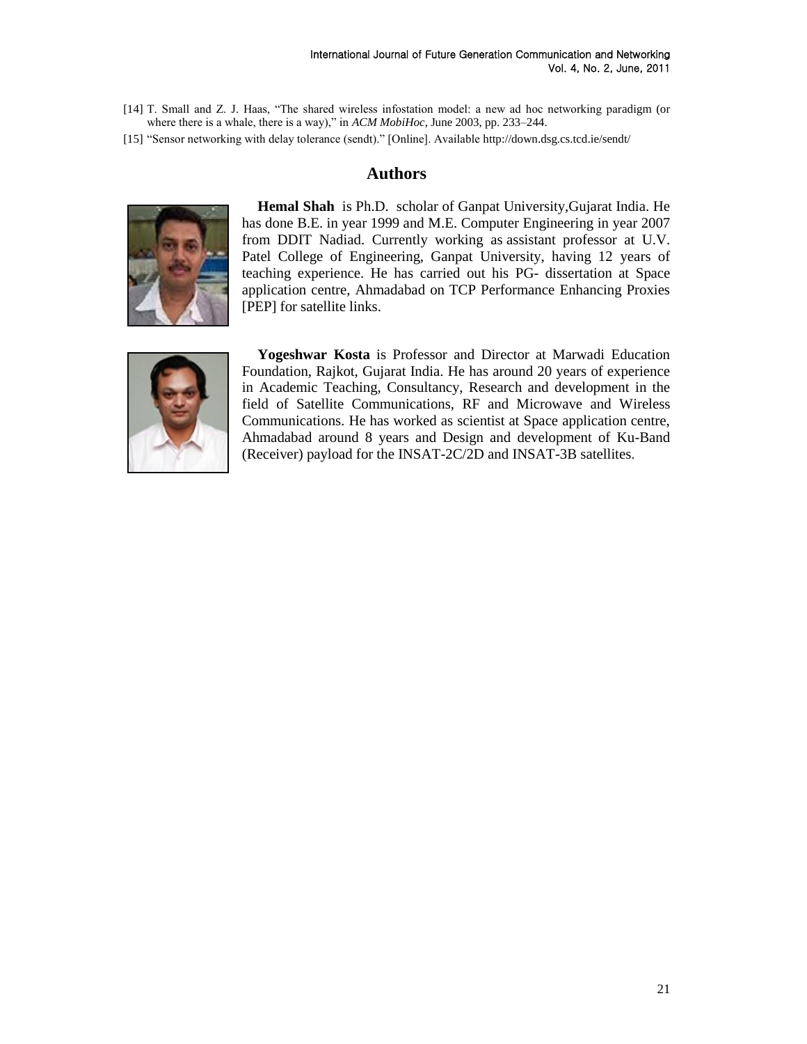[14] T. Small and Z. J. Haas, "The shared wireless infostation model: a new ad hoc networking paradigm (or where there is a whale, there is a way)," in *ACM MobiHoc*, June 2003, pp. 233–244.

[15] "Sensor networking with delay tolerance (sendt)." [Online]. Available http://down.dsg.cs.tcd.ie/sendt/

## Authors

**Hemal Shah** is Ph.D. scholar of Ganpat University,Gujarat India. He has done B.E. in year 1999 and M.E. Computer Engineering in year 2007 from DDIT Nadiad. Currently working as assistant professor at U.V. Patel College of Engineering, Ganpat University, having 12 years of teaching experience. He has carried out his PG- dissertation at Space application centre, Ahmadabad on TCP Performance Enhancing Proxies [PEP] for satellite links.

**Yogeshwar Kosta** is Professor and Director at Marwadi Education Foundation, Rajkot, Gujarat India. He has around 20 years of experience in Academic Teaching, Consultancy, Research and development in the field of Satellite Communications, RF and Microwave and Wireless Communications. He has worked as scientist at Space application centre, Ahmadabad around 8 years and Design and development of Ku-Band (Receiver) payload for the INSAT-2C/2D and INSAT-3B satellites.